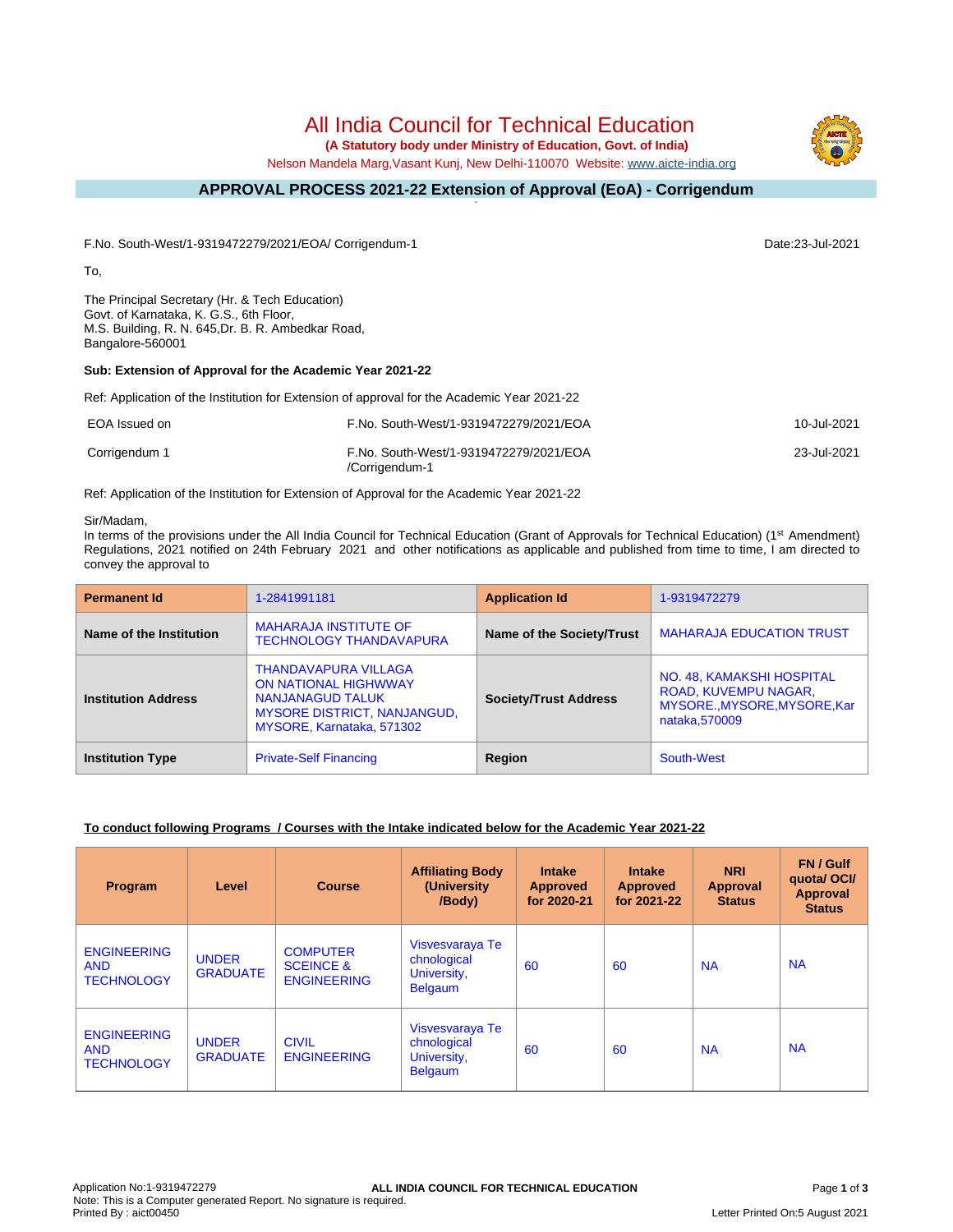# All India Council for Technical Education

**(A Statutory body under Ministry of Education, Govt. of India)**

Nelson Mandela Marg,Vasant Kunj, New Delhi-110070 Website: www.aicte-india.org

## APPROVAL PROCESS 2021-22 Extension of Approval (EoA) - Corrigendum

F.No. South-West/1-9319472279/2021/EOA/ Corrigendum-1

Date:23-Jul-2021

To,

The Principal Secretary (Hr. & Tech Education)
Govt. of Karnataka, K. G.S., 6th Floor,
M.S. Building, R. N. 645,Dr. B. R. Ambedkar Road,
Bangalore-560001

**Sub: Extension of Approval for the Academic Year 2021-22**

Ref: Application of the Institution for Extension of approval for the Academic Year 2021-22

| | | |
|---|---|---|
| EOA Issued on | F.No. South-West/1-9319472279/2021/EOA | 10-Jul-2021 |
| Corrigendum 1 | F.No. South-West/1-9319472279/2021/EOA /Corrigendum-1 | 23-Jul-2021 |

Ref: Application of the Institution for Extension of Approval for the Academic Year 2021-22

Sir/Madam,

In terms of the provisions under the All India Council for Technical Education (Grant of Approvals for Technical Education) (1st Amendment) Regulations, 2021 notified on 24th February 2021 and other notifications as applicable and published from time to time, I am directed to convey the approval to

| **Permanent Id** | 1-2841991181 | **Application Id** | 1-9319472279 |
|---|---|---|---|
| **Name of the Institution** | MAHARAJA INSTITUTE OF TECHNOLOGY THANDAVAPURA | **Name of the Society/Trust** | MAHARAJA EDUCATION TRUST |
| **Institution Address** | THANDAVAPURA VILLAGA ON NATIONAL HIGHWWAY NANJANAGUD TALUK MYSORE DISTRICT, NANJANGUD, MYSORE, Karnataka, 571302 | **Society/Trust Address** | NO. 48, KAMAKSHI HOSPITAL ROAD, KUVEMPU NAGAR, MYSORE.,MYSORE,MYSORE,Karnataka,570009 |
| **Institution Type** | Private-Self Financing | **Region** | South-West |

**To conduct following Programs / Courses with the Intake indicated below for the Academic Year 2021-22**

| Program | Level | Course | Affiliating Body (University /Body) | Intake Approved for 2020-21 | Intake Approved for 2021-22 | NRI Approval Status | FN / Gulf quota/ OCI/ Approval Status |
|---|---|---|---|---|---|---|---|
| ENGINEERING AND TECHNOLOGY | UNDER GRADUATE | COMPUTER SCEINCE & ENGINEERING | Visvesvaraya Technological University, Belgaum | 60 | 60 | NA | NA |
| ENGINEERING AND TECHNOLOGY | UNDER GRADUATE | CIVIL ENGINEERING | Visvesvaraya Technological University, Belgaum | 60 | 60 | NA | NA |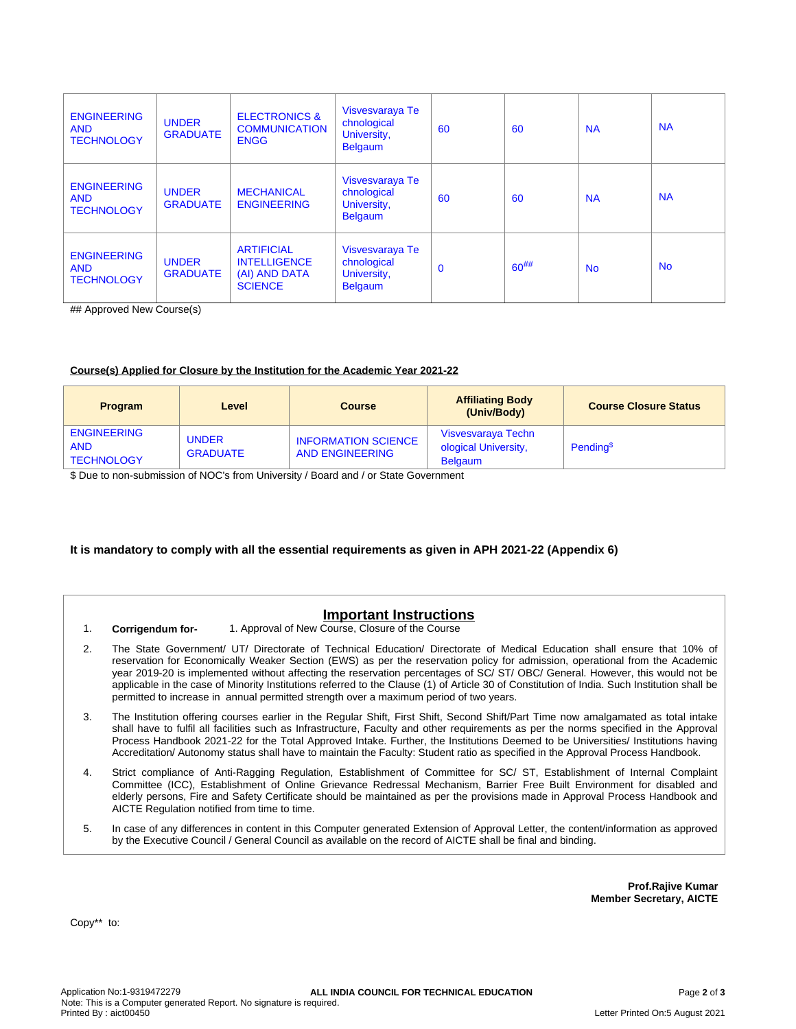| | | | | | | | |
|---|---|---|---|---|---|---|---|
| ENGINEERING AND TECHNOLOGY | UNDER GRADUATE | ELECTRONICS & COMMUNICATION ENGG | Visvesvaraya Technological University, Belgaum | 60 | 60 | NA | NA |
| ENGINEERING AND TECHNOLOGY | UNDER GRADUATE | MECHANICAL ENGINEERING | Visvesvaraya Technological University, Belgaum | 60 | 60 | NA | NA |
| ENGINEERING AND TECHNOLOGY | UNDER GRADUATE | ARTIFICIAL INTELLIGENCE (AI) AND DATA SCIENCE | Visvesvaraya Technological University, Belgaum | 0 | 60## | No | No |

## Approved New Course(s)

**Course(s) Applied for Closure by the Institution for the Academic Year 2021-22**

| Program | Level | Course | Affiliating Body (Univ/Body) | Course Closure Status |
|---|---|---|---|---|
| ENGINEERING AND TECHNOLOGY | UNDER GRADUATE | INFORMATION SCIENCE AND ENGINEERING | Visvesvaraya Technological University, Belgaum | Pending$ |

$ Due to non-submission of NOC's from University / Board and / or State Government

**It is mandatory to comply with all the essential requirements as given in APH 2021-22 (Appendix 6)**

## Important Instructions

1. **Corrigendum for-** 1. Approval of New Course, Closure of the Course
2. The State Government/ UT/ Directorate of Technical Education/ Directorate of Medical Education shall ensure that 10% of reservation for Economically Weaker Section (EWS) as per the reservation policy for admission, operational from the Academic year 2019-20 is implemented without affecting the reservation percentages of SC/ ST/ OBC/ General. However, this would not be applicable in the case of Minority Institutions referred to the Clause (1) of Article 30 of Constitution of India. Such Institution shall be permitted to increase in annual permitted strength over a maximum period of two years.
3. The Institution offering courses earlier in the Regular Shift, First Shift, Second Shift/Part Time now amalgamated as total intake shall have to fulfil all facilities such as Infrastructure, Faculty and other requirements as per the norms specified in the Approval Process Handbook 2021-22 for the Total Approved Intake. Further, the Institutions Deemed to be Universities/ Institutions having Accreditation/ Autonomy status shall have to maintain the Faculty: Student ratio as specified in the Approval Process Handbook.
4. Strict compliance of Anti-Ragging Regulation, Establishment of Committee for SC/ ST, Establishment of Internal Complaint Committee (ICC), Establishment of Online Grievance Redressal Mechanism, Barrier Free Built Environment for disabled and elderly persons, Fire and Safety Certificate should be maintained as per the provisions made in Approval Process Handbook and AICTE Regulation notified from time to time.
5. In case of any differences in content in this Computer generated Extension of Approval Letter, the content/information as approved by the Executive Council / General Council as available on the record of AICTE shall be final and binding.

**Prof.Rajive Kumar**
**Member Secretary, AICTE**

Copy** to:

Application No:1-9319472279
Note: This is a Computer generated Report. No signature is required.
Printed By : aict00450

Letter Printed On:5 August 2021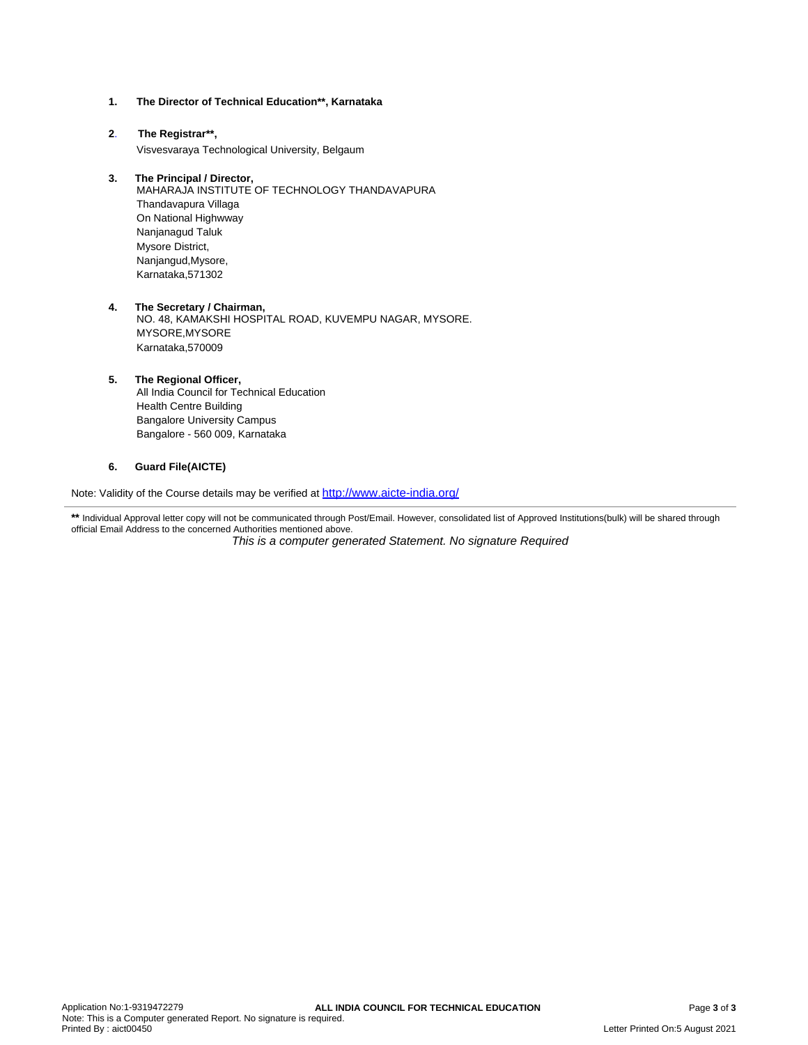1. **The Director of Technical Education\*\*, Karnataka**

2. **The Registrar\*\*,**
   Visvesvaraya Technological University, Belgaum

3. **The Principal / Director,**
   MAHARAJA INSTITUTE OF TECHNOLOGY THANDAVAPURA
   Thandavapura Villaga
   On National Highwway
   Nanjanagud Taluk
   Mysore District,
   Nanjangud,Mysore,
   Karnataka,571302

4. **The Secretary / Chairman,**
   NO. 48, KAMAKSHI HOSPITAL ROAD, KUVEMPU NAGAR, MYSORE.
   MYSORE,MYSORE
   Karnataka,570009

5. **The Regional Officer,**
   All India Council for Technical Education
   Health Centre Building
   Bangalore University Campus
   Bangalore - 560 009, Karnataka

6. **Guard File(AICTE)**

Note: Validity of the Course details may be verified at http://www.aicte-india.org/

---

**\*\*** Individual Approval letter copy will not be communicated through Post/Email. However, consolidated list of Approved Institutions(bulk) will be shared through official Email Address to the concerned Authorities mentioned above.

*This is a computer generated Statement. No signature Required*

Application No:1-9319472279
Note: This is a Computer generated Report. No signature is required.
Printed By : aict00450

**ALL INDIA COUNCIL FOR TECHNICAL EDUCATION**

Letter Printed On:5 August 2021